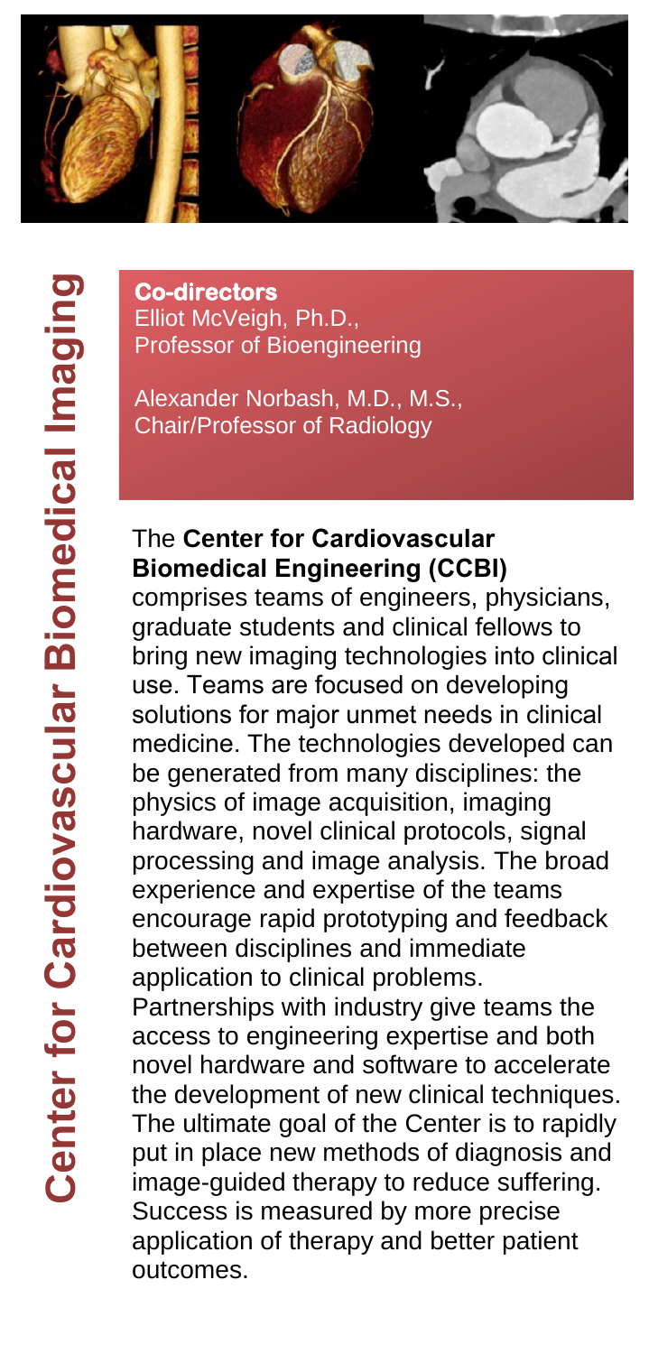# Center for Cardiovascular Biomedical Imaging

**Co-directors**
Elliot McVeigh, Ph.D.,
Professor of Bioengineering

Alexander Norbash, M.D., M.S.,
Chair/Professor of Radiology

The **Center for Cardiovascular Biomedical Engineering (CCBI)** comprises teams of engineers, physicians, graduate students and clinical fellows to bring new imaging technologies into clinical use. Teams are focused on developing solutions for major unmet needs in clinical medicine. The technologies developed can be generated from many disciplines: the physics of image acquisition, imaging hardware, novel clinical protocols, signal processing and image analysis. The broad experience and expertise of the teams encourage rapid prototyping and feedback between disciplines and immediate application to clinical problems. Partnerships with industry give teams the access to engineering expertise and both novel hardware and software to accelerate the development of new clinical techniques. The ultimate goal of the Center is to rapidly put in place new methods of diagnosis and image-guided therapy to reduce suffering. Success is measured by more precise application of therapy and better patient outcomes.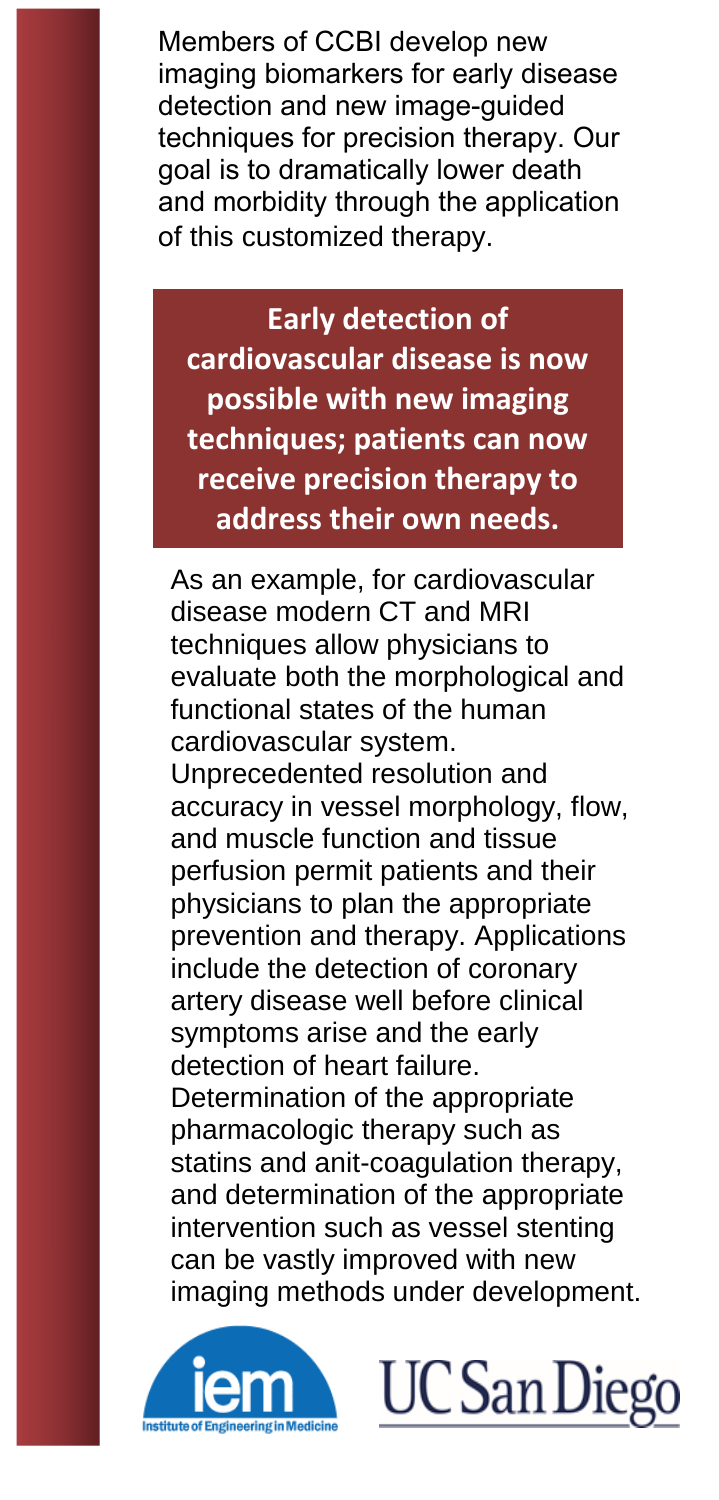Members of CCBI develop new imaging biomarkers for early disease detection and new image-guided techniques for precision therapy. Our goal is to dramatically lower death and morbidity through the application of this customized therapy.

**Early detection of cardiovascular disease is now possible with new imaging techniques; patients can now receive precision therapy to address their own needs.**

As an example, for cardiovascular disease modern CT and MRI techniques allow physicians to evaluate both the morphological and functional states of the human cardiovascular system. Unprecedented resolution and accuracy in vessel morphology, flow, and muscle function and tissue perfusion permit patients and their physicians to plan the appropriate prevention and therapy. Applications include the detection of coronary artery disease well before clinical symptoms arise and the early detection of heart failure. Determination of the appropriate pharmacologic therapy such as statins and anit-coagulation therapy, and determination of the appropriate intervention such as vessel stenting can be vastly improved with new imaging methods under development.

iem Institute of Engineering in Medicine

UC San Diego